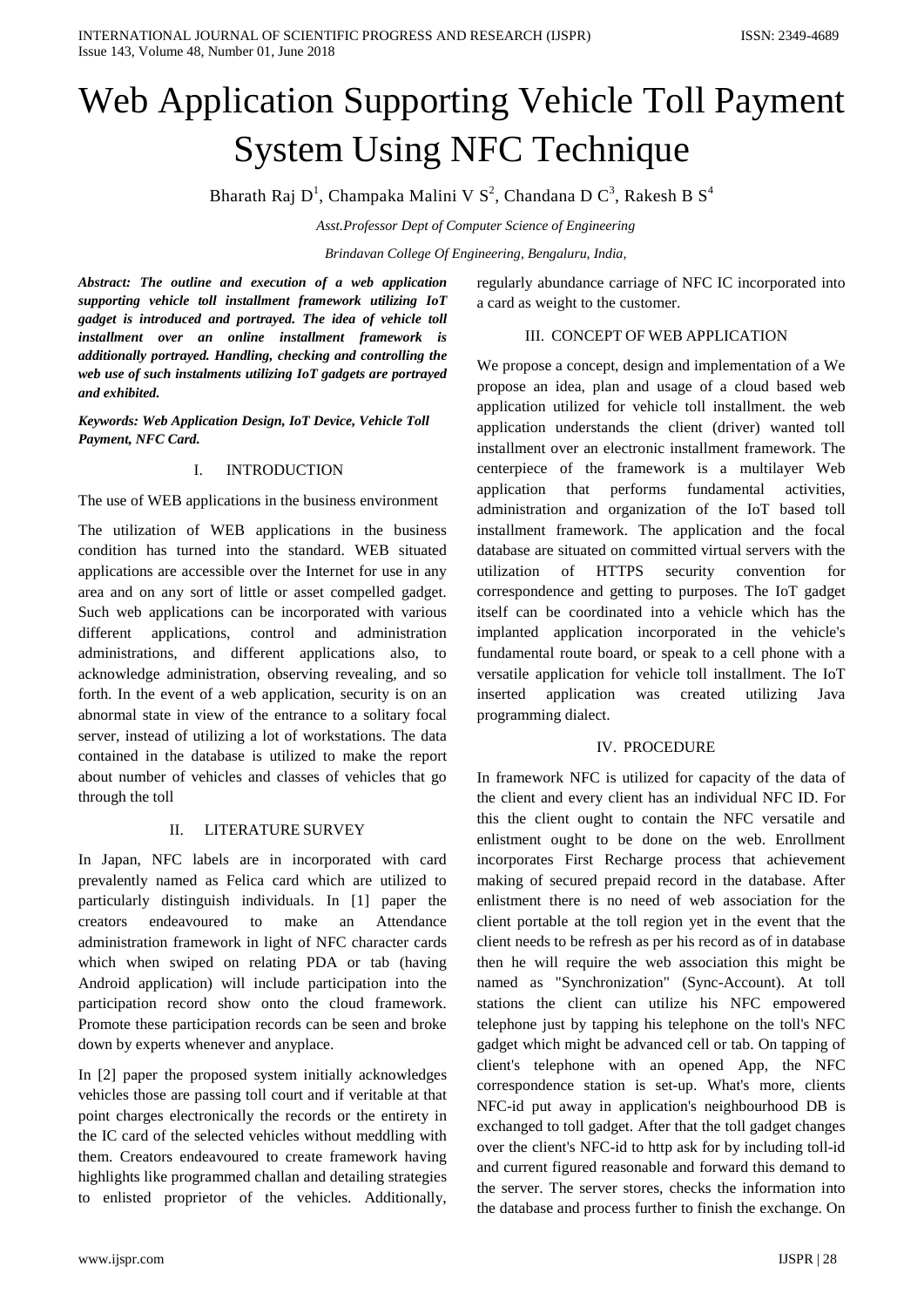# Web Application Supporting Vehicle Toll Payment System Using NFC Technique

Bharath Raj D[1], Champaka Malini V S[2], Chandana D C[3], Rakesh B S[4]

*Asst.Professor Dept of Computer Science of Engineering*

*Brindavan College Of Engineering, Bengaluru, India,*

***Abstract: The outline and execution of a web application supporting vehicle toll installment framework utilizing IoT gadget is introduced and portrayed. The idea of vehicle toll installment over an online installment framework is additionally portrayed. Handling, checking and controlling the web use of such instalments utilizing IoT gadgets are portrayed and exhibited.***

***Keywords: Web Application Design, IoT Device, Vehicle Toll Payment, NFC Card.***

## I. INTRODUCTION

The use of WEB applications in the business environment

The utilization of WEB applications in the business condition has turned into the standard. WEB situated applications are accessible over the Internet for use in any area and on any sort of little or asset compelled gadget. Such web applications can be incorporated with various different applications, control and administration administrations, and different applications also, to acknowledge administration, observing revealing, and so forth. In the event of a web application, security is on an abnormal state in view of the entrance to a solitary focal server, instead of utilizing a lot of workstations. The data contained in the database is utilized to make the report about number of vehicles and classes of vehicles that go through the toll

## II. LITERATURE SURVEY

In Japan, NFC labels are in incorporated with card prevalently named as Felica card which are utilized to particularly distinguish individuals. In [1] paper the creators endeavoured to make an Attendance administration framework in light of NFC character cards which when swiped on relating PDA or tab (having Android application) will include participation into the participation record show onto the cloud framework. Promote these participation records can be seen and broke down by experts whenever and anyplace.

In [2] paper the proposed system initially acknowledges vehicles those are passing toll court and if veritable at that point charges electronically the records or the entirety in the IC card of the selected vehicles without meddling with them. Creators endeavoured to create framework having highlights like programmed challan and detailing strategies to enlisted proprietor of the vehicles. Additionally, regularly abundance carriage of NFC IC incorporated into a card as weight to the customer.

## III. CONCEPT OF WEB APPLICATION

We propose a concept, design and implementation of a We propose an idea, plan and usage of a cloud based web application utilized for vehicle toll installment. the web application understands the client (driver) wanted toll installment over an electronic installment framework. The centerpiece of the framework is a multilayer Web application that performs fundamental activities, administration and organization of the IoT based toll installment framework. The application and the focal database are situated on committed virtual servers with the utilization of HTTPS security convention for correspondence and getting to purposes. The IoT gadget itself can be coordinated into a vehicle which has the implanted application incorporated in the vehicle's fundamental route board, or speak to a cell phone with a versatile application for vehicle toll installment. The IoT inserted application was created utilizing Java programming dialect.

## IV. PROCEDURE

In framework NFC is utilized for capacity of the data of the client and every client has an individual NFC ID. For this the client ought to contain the NFC versatile and enlistment ought to be done on the web. Enrollment incorporates First Recharge process that achievement making of secured prepaid record in the database. After enlistment there is no need of web association for the client portable at the toll region yet in the event that the client needs to be refresh as per his record as of in database then he will require the web association this might be named as "Synchronization" (Sync-Account). At toll stations the client can utilize his NFC empowered telephone just by tapping his telephone on the toll's NFC gadget which might be advanced cell or tab. On tapping of client's telephone with an opened App, the NFC correspondence station is set-up. What's more, clients NFC-id put away in application's neighbourhood DB is exchanged to toll gadget. After that the toll gadget changes over the client's NFC-id to http ask for by including toll-id and current figured reasonable and forward this demand to the server. The server stores, checks the information into the database and process further to finish the exchange. On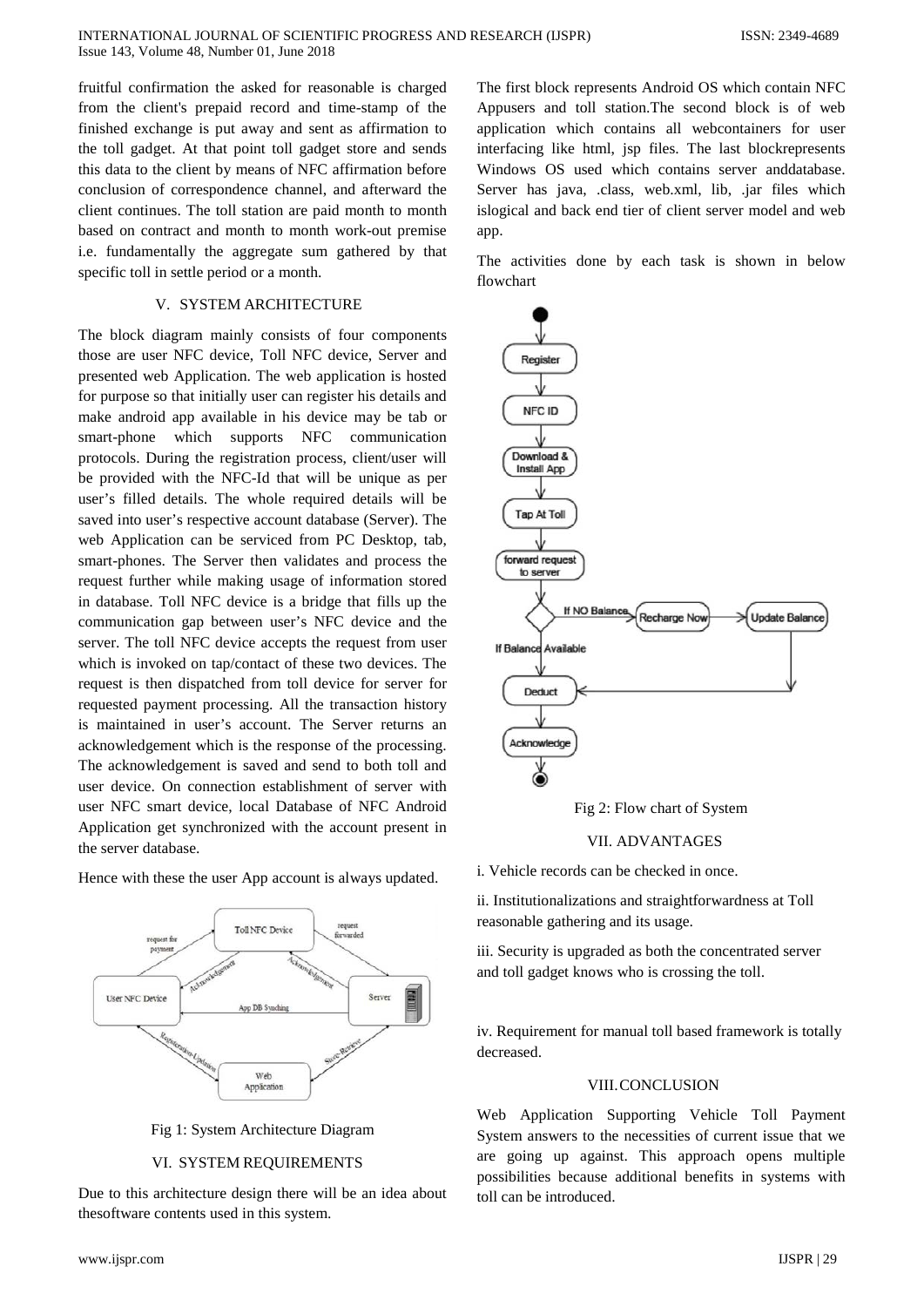fruitful confirmation the asked for reasonable is charged from the client's prepaid record and time-stamp of the finished exchange is put away and sent as affirmation to the toll gadget. At that point toll gadget store and sends this data to the client by means of NFC affirmation before conclusion of correspondence channel, and afterward the client continues. The toll station are paid month to month based on contract and month to month work-out premise i.e. fundamentally the aggregate sum gathered by that specific toll in settle period or a month.

## V. SYSTEM ARCHITECTURE

The block diagram mainly consists of four components those are user NFC device, Toll NFC device, Server and presented web Application. The web application is hosted for purpose so that initially user can register his details and make android app available in his device may be tab or smart-phone which supports NFC communication protocols. During the registration process, client/user will be provided with the NFC-Id that will be unique as per user's filled details. The whole required details will be saved into user's respective account database (Server). The web Application can be serviced from PC Desktop, tab, smart-phones. The Server then validates and process the request further while making usage of information stored in database. Toll NFC device is a bridge that fills up the communication gap between user's NFC device and the server. The toll NFC device accepts the request from user which is invoked on tap/contact of these two devices. The request is then dispatched from toll device for server for requested payment processing. All the transaction history is maintained in user's account. The Server returns an acknowledgement which is the response of the processing. The acknowledgement is saved and send to both toll and user device. On connection establishment of server with user NFC smart device, local Database of NFC Android Application get synchronized with the account present in the server database.

Hence with these the user App account is always updated.

Fig 1: System Architecture Diagram

## VI. SYSTEM REQUIREMENTS

Due to this architecture design there will be an idea about thesoftware contents used in this system.

The first block represents Android OS which contain NFC Appusers and toll station.The second block is of web application which contains all webcontainers for user interfacing like html, jsp files. The last blockrepresents Windows OS used which contains server anddatabase. Server has java, .class, web.xml, lib, .jar files which islogical and back end tier of client server model and web app.

The activities done by each task is shown in below flowchart

Fig 2: Flow chart of System

## VII. ADVANTAGES

i. Vehicle records can be checked in once.

ii. Institutionalizations and straightforwardness at Toll reasonable gathering and its usage.

iii. Security is upgraded as both the concentrated server and toll gadget knows who is crossing the toll.

iv. Requirement for manual toll based framework is totally decreased.

## VIII. CONCLUSION

Web Application Supporting Vehicle Toll Payment System answers to the necessities of current issue that we are going up against. This approach opens multiple possibilities because additional benefits in systems with toll can be introduced.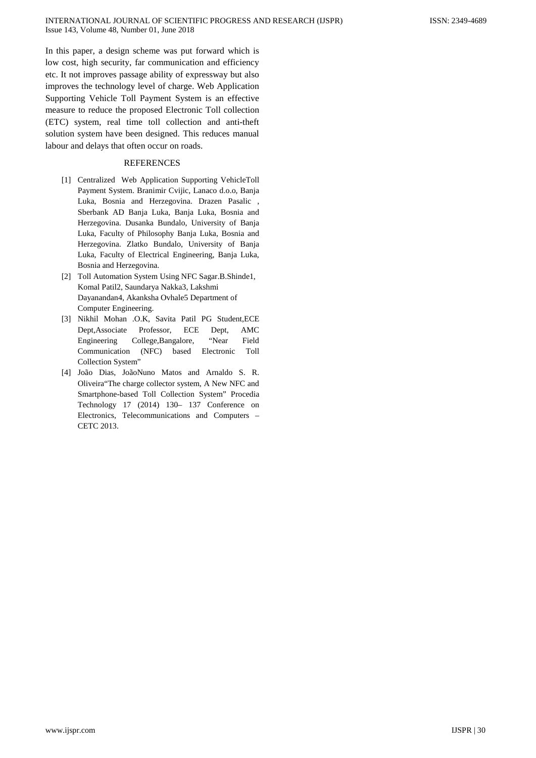In this paper, a design scheme was put forward which is low cost, high security, far communication and efficiency etc. It not improves passage ability of expressway but also improves the technology level of charge. Web Application Supporting Vehicle Toll Payment System is an effective measure to reduce the proposed Electronic Toll collection (ETC) system, real time toll collection and anti-theft solution system have been designed. This reduces manual labour and delays that often occur on roads.

## REFERENCES

[1] Centralized Web Application Supporting VehicleToll Payment System. Branimir Cvijic, Lanaco d.o.o, Banja Luka, Bosnia and Herzegovina. Drazen Pasalic , Sberbank AD Banja Luka, Banja Luka, Bosnia and Herzegovina. Dusanka Bundalo, University of Banja Luka, Faculty of Philosophy Banja Luka, Bosnia and Herzegovina. Zlatko Bundalo, University of Banja Luka, Faculty of Electrical Engineering, Banja Luka, Bosnia and Herzegovina.

[2] Toll Automation System Using NFC Sagar.B.Shinde1, Komal Patil2, Saundarya Nakka3, Lakshmi Dayanandan4, Akanksha Ovhale5 Department of Computer Engineering.

[3] Nikhil Mohan .O.K, Savita Patil PG Student,ECE Dept,Associate Professor, ECE Dept, AMC Engineering College,Bangalore, "Near Field Communication (NFC) based Electronic Toll Collection System"

[4] João Dias, JoãoNuno Matos and Arnaldo S. R. Oliveira"The charge collector system, A New NFC and Smartphone-based Toll Collection System" Procedia Technology 17 (2014) 130– 137 Conference on Electronics, Telecommunications and Computers – CETC 2013.